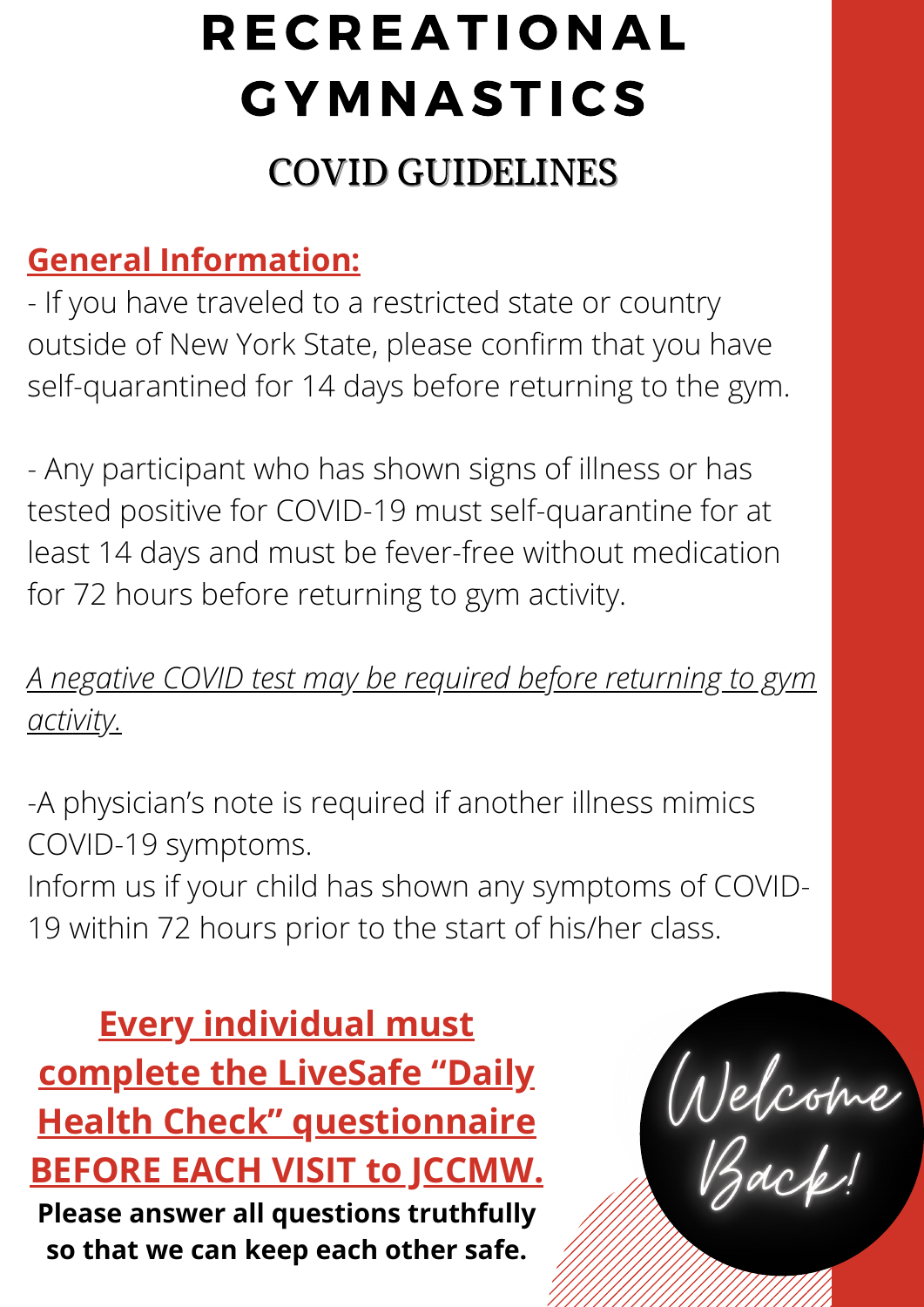# RECREATIONAL GYMNASTICS

## COVID GUIDELINES

**General Information:**

- If you have traveled to a restricted state or country outside of New York State, please confirm that you have self-quarantined for 14 days before returning to the gym.

- Any participant who has shown signs of illness or has tested positive for COVID-19 must self-quarantine for at least 14 days and must be fever-free without medication for 72 hours before returning to gym activity.

*A negative COVID test may be required before returning to gym activity.*

-A physician's note is required if another illness mimics COVID-19 symptoms.
Inform us if your child has shown any symptoms of COVID-19 within 72 hours prior to the start of his/her class.

**Every individual must complete the LiveSafe "Daily Health Check" questionnaire BEFORE EACH VISIT to JCCMW.**

**Please answer all questions truthfully so that we can keep each other safe.**

Welcome Back!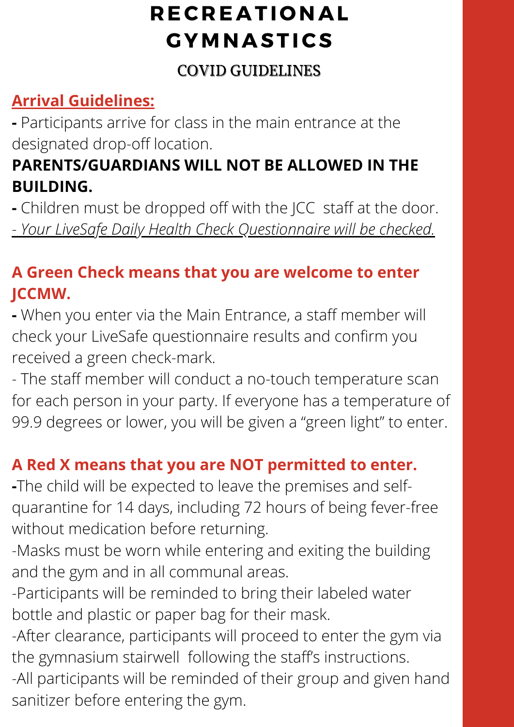# RECREATIONAL GYMNASTICS

## COVID GUIDELINES

### Arrival Guidelines:

**-** Participants arrive for class in the main entrance at the designated drop-off location.

**PARENTS/GUARDIANS WILL NOT BE ALLOWED IN THE BUILDING.**

**-** Children must be dropped off with the JCC staff at the door.

*- Your LiveSafe Daily Health Check Questionnaire will be checked.*

**A Green Check means that you are welcome to enter JCCMW.**

**-** When you enter via the Main Entrance, a staff member will check your LiveSafe questionnaire results and confirm you received a green check-mark.

- The staff member will conduct a no-touch temperature scan for each person in your party. If everyone has a temperature of 99.9 degrees or lower, you will be given a "green light" to enter.

**A Red X means that you are NOT permitted to enter.**

**-**The child will be expected to leave the premises and self-quarantine for 14 days, including 72 hours of being fever-free without medication before returning.

-Masks must be worn while entering and exiting the building and the gym and in all communal areas.

-Participants will be reminded to bring their labeled water bottle and plastic or paper bag for their mask.

-After clearance, participants will proceed to enter the gym via the gymnasium stairwell following the staff's instructions.

-All participants will be reminded of their group and given hand sanitizer before entering the gym.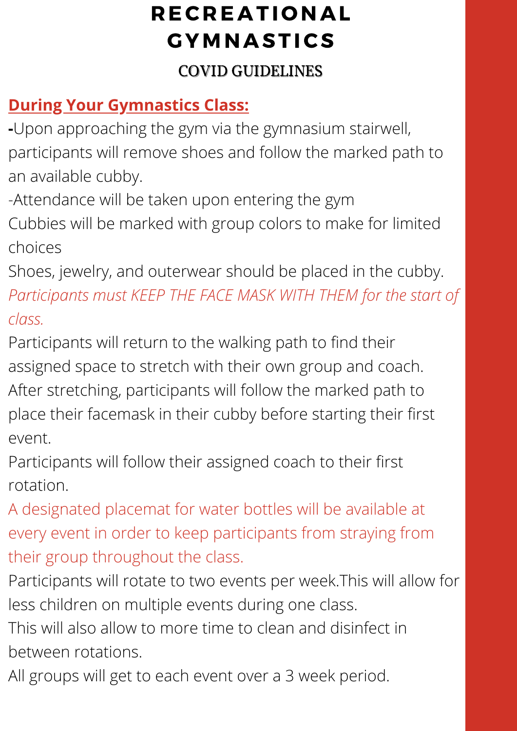# RECREATIONAL GYMNASTICS

## COVID GUIDELINES

### During Your Gymnastics Class:

-Upon approaching the gym via the gymnasium stairwell, participants will remove shoes and follow the marked path to an available cubby.

-Attendance will be taken upon entering the gym

Cubbies will be marked with group colors to make for limited choices

Shoes, jewelry, and outerwear should be placed in the cubby.

*Participants must KEEP THE FACE MASK WITH THEM for the start of class.*

Participants will return to the walking path to find their assigned space to stretch with their own group and coach.

After stretching, participants will follow the marked path to place their facemask in their cubby before starting their first event.

Participants will follow their assigned coach to their first rotation.

A designated placemat for water bottles will be available at every event in order to keep participants from straying from their group throughout the class.

Participants will rotate to two events per week.This will allow for less children on multiple events during one class.

This will also allow to more time to clean and disinfect in between rotations.

All groups will get to each event over a 3 week period.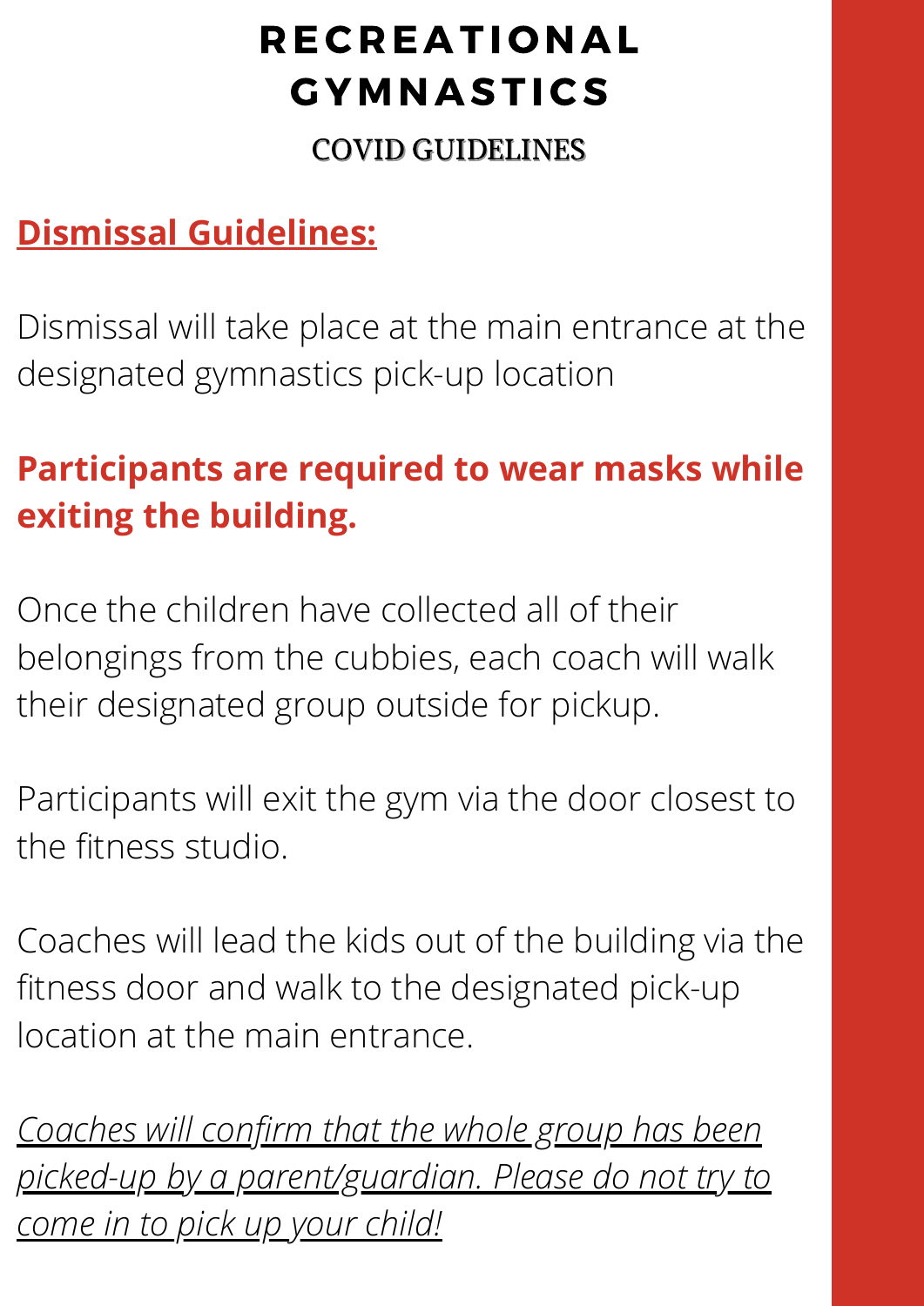# RECREATIONAL GYMNASTICS

## COVID GUIDELINES

### Dismissal Guidelines:

Dismissal will take place at the main entrance at the designated gymnastics pick-up location

**Participants are required to wear masks while exiting the building.**

Once the children have collected all of their belongings from the cubbies, each coach will walk their designated group outside for pickup.

Participants will exit the gym via the door closest to the fitness studio.

Coaches will lead the kids out of the building via the fitness door and walk to the designated pick-up location at the main entrance.

*Coaches will confirm that the whole group has been picked-up by a parent/guardian. Please do not try to come in to pick up your child!*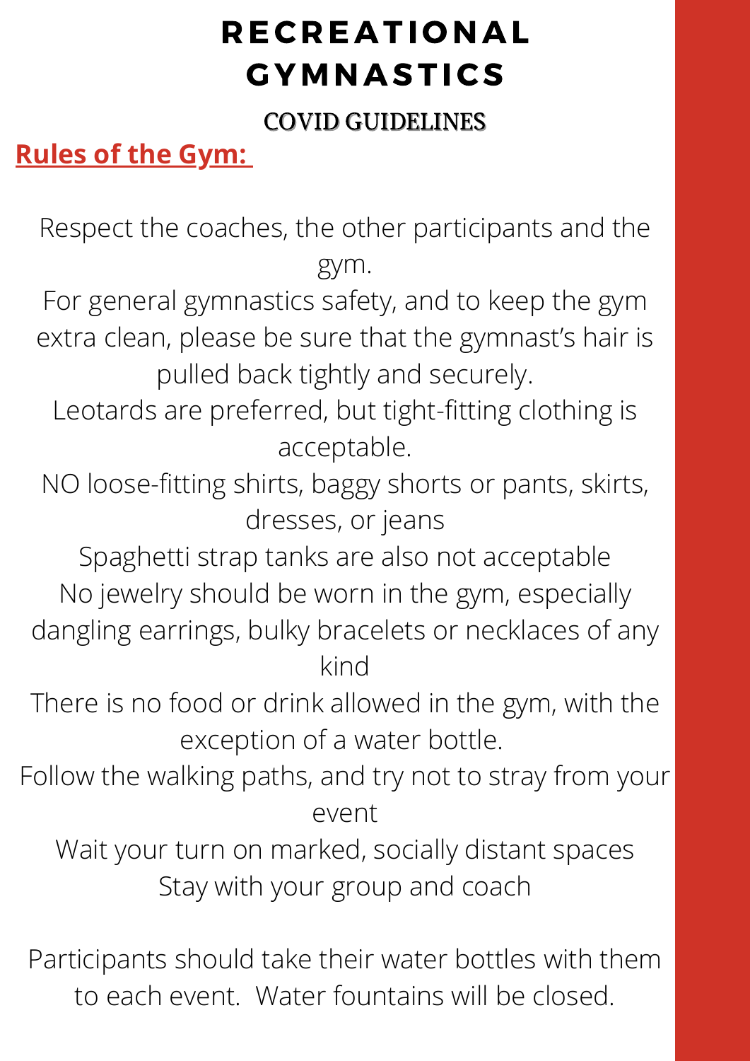# RECREATIONAL GYMNASTICS

## COVID GUIDELINES

**Rules of the Gym:**

Respect the coaches, the other participants and the gym.

For general gymnastics safety, and to keep the gym extra clean, please be sure that the gymnast's hair is pulled back tightly and securely.

Leotards are preferred, but tight-fitting clothing is acceptable.

NO loose-fitting shirts, baggy shorts or pants, skirts, dresses, or jeans

Spaghetti strap tanks are also not acceptable

No jewelry should be worn in the gym, especially dangling earrings, bulky bracelets or necklaces of any kind

There is no food or drink allowed in the gym, with the exception of a water bottle.

Follow the walking paths, and try not to stray from your event

Wait your turn on marked, socially distant spaces

Stay with your group and coach

Participants should take their water bottles with them to each event. Water fountains will be closed.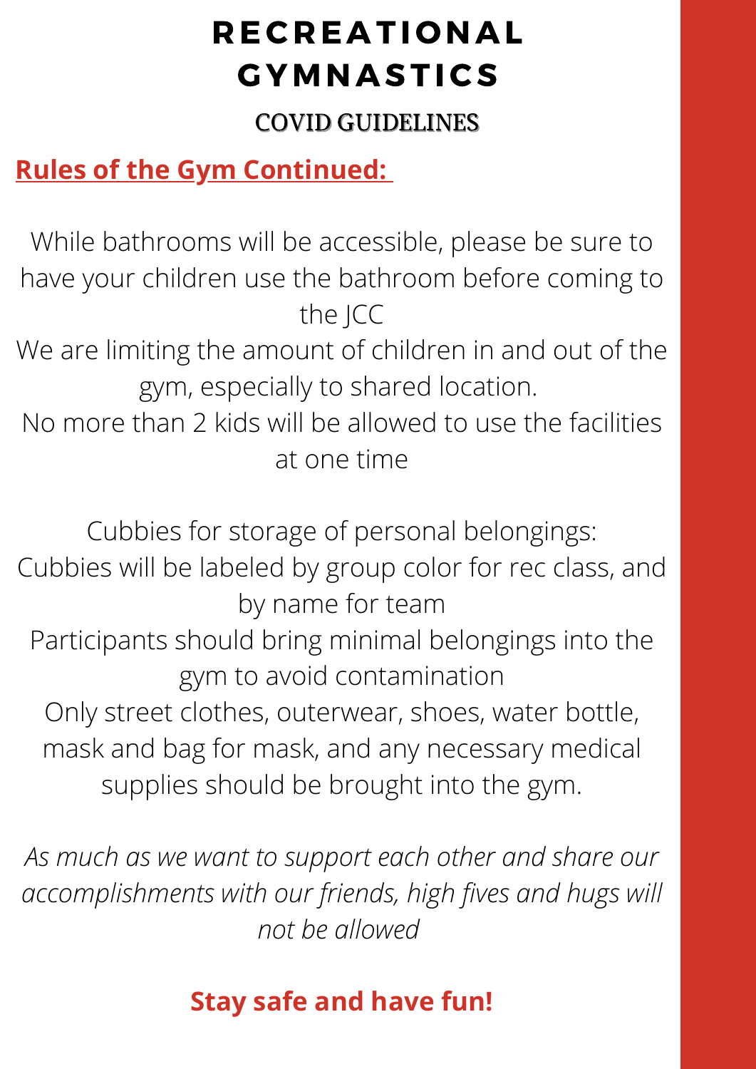# RECREATIONAL GYMNASTICS

## COVID GUIDELINES

**Rules of the Gym Continued:**

While bathrooms will be accessible, please be sure to have your children use the bathroom before coming to the JCC

We are limiting the amount of children in and out of the gym, especially to shared location.

No more than 2 kids will be allowed to use the facilities at one time

Cubbies for storage of personal belongings:

Cubbies will be labeled by group color for rec class, and by name for team

Participants should bring minimal belongings into the gym to avoid contamination

Only street clothes, outerwear, shoes, water bottle, mask and bag for mask, and any necessary medical supplies should be brought into the gym.

*As much as we want to support each other and share our accomplishments with our friends, high fives and hugs will not be allowed*

**Stay safe and have fun!**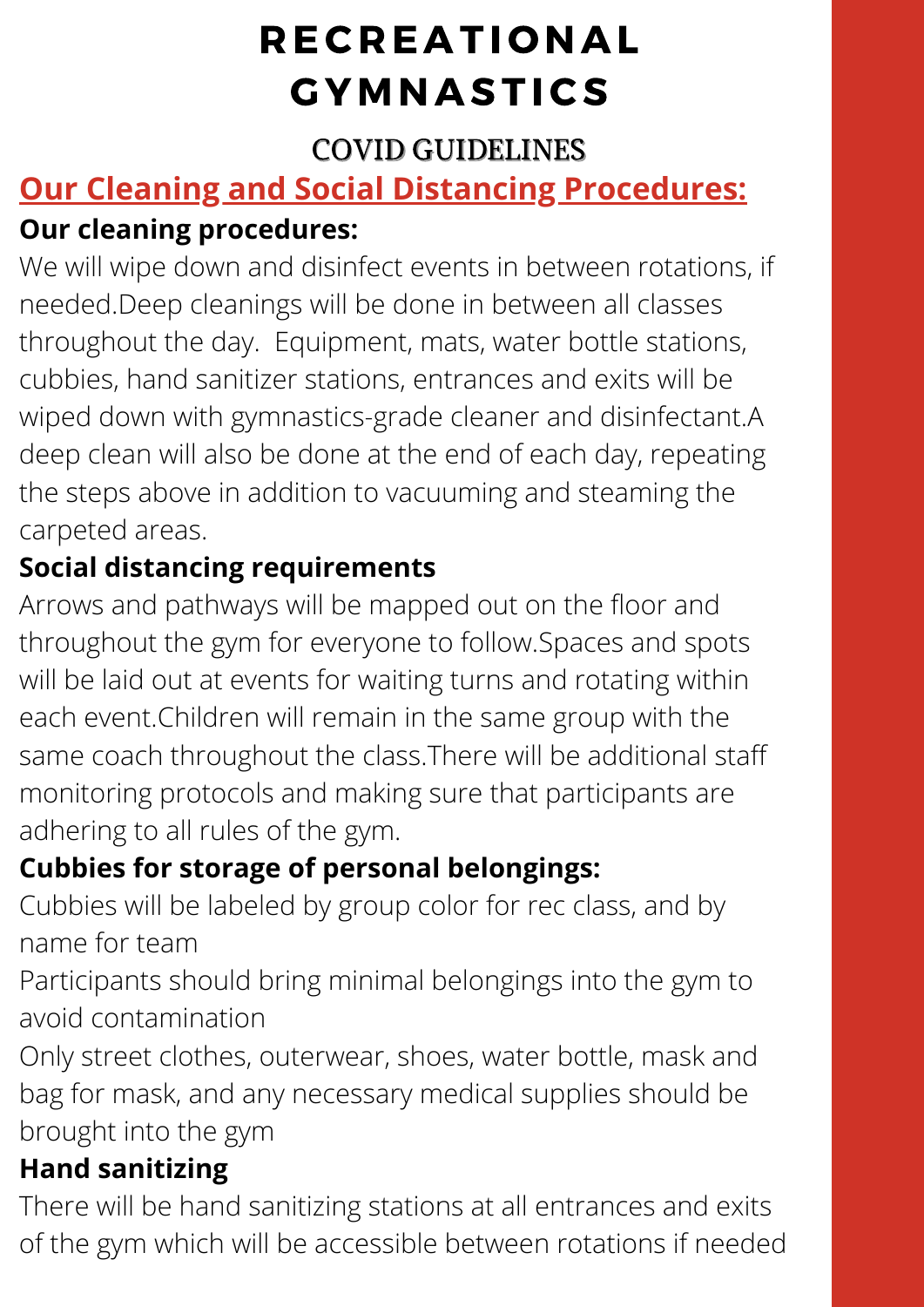# RECREATIONAL GYMNASTICS

## COVID GUIDELINES

## Our Cleaning and Social Distancing Procedures:

### Our cleaning procedures:

We will wipe down and disinfect events in between rotations, if needed.Deep cleanings will be done in between all classes throughout the day. Equipment, mats, water bottle stations, cubbies, hand sanitizer stations, entrances and exits will be wiped down with gymnastics-grade cleaner and disinfectant.A deep clean will also be done at the end of each day, repeating the steps above in addition to vacuuming and steaming the carpeted areas.

### Social distancing requirements

Arrows and pathways will be mapped out on the floor and throughout the gym for everyone to follow.Spaces and spots will be laid out at events for waiting turns and rotating within each event.Children will remain in the same group with the same coach throughout the class.There will be additional staff monitoring protocols and making sure that participants are adhering to all rules of the gym.

### Cubbies for storage of personal belongings:

Cubbies will be labeled by group color for rec class, and by name for team

Participants should bring minimal belongings into the gym to avoid contamination

Only street clothes, outerwear, shoes, water bottle, mask and bag for mask, and any necessary medical supplies should be brought into the gym

### Hand sanitizing

There will be hand sanitizing stations at all entrances and exits of the gym which will be accessible between rotations if needed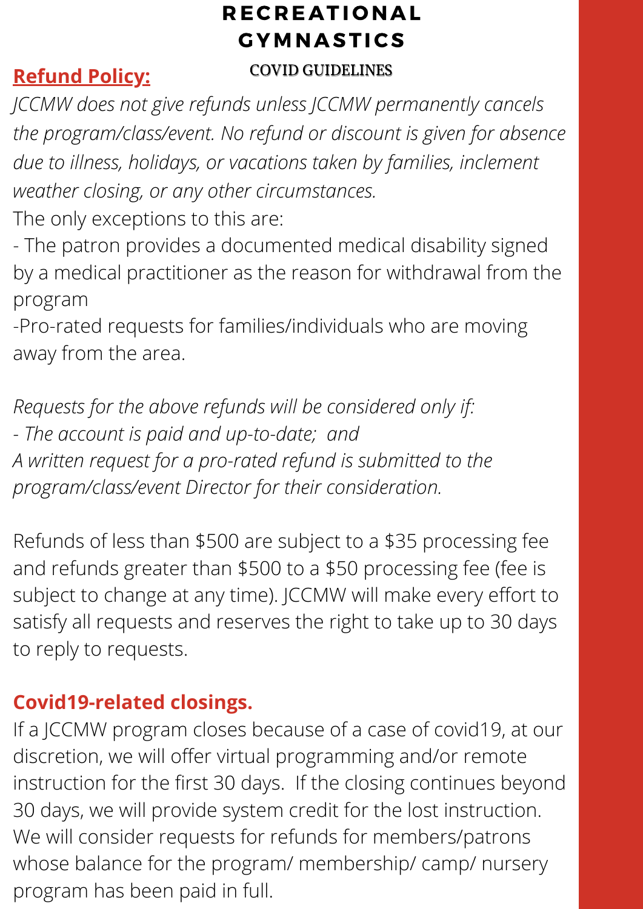# RECREATIONAL GYMNASTICS

## COVID GUIDELINES

## Refund Policy:

*JCCMW does not give refunds unless JCCMW permanently cancels the program/class/event. No refund or discount is given for absence due to illness, holidays, or vacations taken by families, inclement weather closing, or any other circumstances.*

The only exceptions to this are:

- The patron provides a documented medical disability signed by a medical practitioner as the reason for withdrawal from the program
- Pro-rated requests for families/individuals who are moving away from the area.

*Requests for the above refunds will be considered only if:*

*- The account is paid and up-to-date; and*

*A written request for a pro-rated refund is submitted to the program/class/event Director for their consideration.*

Refunds of less than $500 are subject to a $35 processing fee and refunds greater than $500 to a $50 processing fee (fee is subject to change at any time). JCCMW will make every effort to satisfy all requests and reserves the right to take up to 30 days to reply to requests.

## Covid19-related closings.

If a JCCMW program closes because of a case of covid19, at our discretion, we will offer virtual programming and/or remote instruction for the first 30 days. If the closing continues beyond 30 days, we will provide system credit for the lost instruction. We will consider requests for refunds for members/patrons whose balance for the program/ membership/ camp/ nursery program has been paid in full.